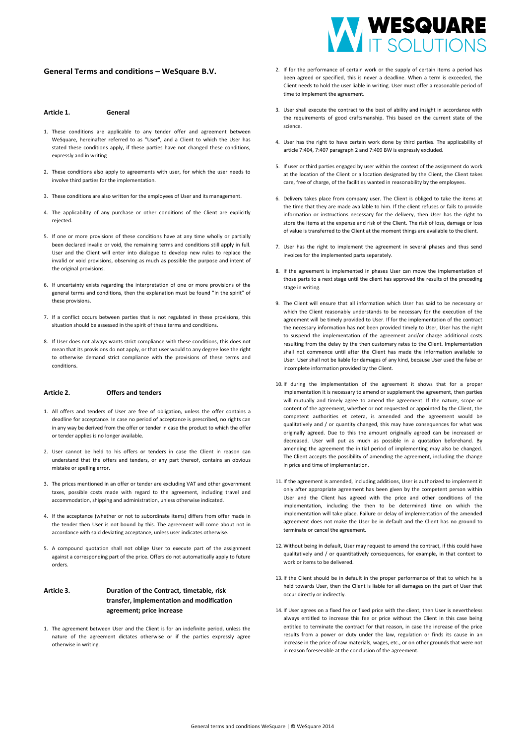# General Terms and conditions – WeSquare B.V.

## Article 1. General

1. These conditions are applicable to any tender offer and agreement between WeSquare, hereinafter referred to as "User", and a Client to which the User has stated these conditions apply, if these parties have not changed these conditions, expressly and in writing
2. These conditions also apply to agreements with user, for which the user needs to involve third parties for the implementation.
3. These conditions are also written for the employees of User and its management.
4. The applicability of any purchase or other conditions of the Client are explicitly rejected.
5. If one or more provisions of these conditions have at any time wholly or partially been declared invalid or void, the remaining terms and conditions still apply in full. User and the Client will enter into dialogue to develop new rules to replace the invalid or void provisions, observing as much as possible the purpose and intent of the original provisions.
6. If uncertainty exists regarding the interpretation of one or more provisions of the general terms and conditions, then the explanation must be found "in the spirit" of these provisions.
7. If a conflict occurs between parties that is not regulated in these provisions, this situation should be assessed in the spirit of these terms and conditions.
8. If User does not always wants strict compliance with these conditions, this does not mean that its provisions do not apply, or that user would to any degree lose the right to otherwise demand strict compliance with the provisions of these terms and conditions.

## Article 2. Offers and tenders

1. All offers and tenders of User are free of obligation, unless the offer contains a deadline for acceptance. In case no period of acceptance is prescribed, no rights can in any way be derived from the offer or tender in case the product to which the offer or tender applies is no longer available.
2. User cannot be held to his offers or tenders in case the Client in reason can understand that the offers and tenders, or any part thereof, contains an obvious mistake or spelling error.
3. The prices mentioned in an offer or tender are excluding VAT and other government taxes, possible costs made with regard to the agreement, including travel and accommodation, shipping and administration, unless otherwise indicated.
4. If the acceptance (whether or not to subordinate items) differs from offer made in the tender then User is not bound by this. The agreement will come about not in accordance with said deviating acceptance, unless user indicates otherwise.
5. A compound quotation shall not oblige User to execute part of the assignment against a corresponding part of the price. Offers do not automatically apply to future orders.

## Article 3. Duration of the Contract, timetable, risk transfer, implementation and modification agreement; price increase

1. The agreement between User and the Client is for an indefinite period, unless the nature of the agreement dictates otherwise or if the parties expressly agree otherwise in writing.
2. If for the performance of certain work or the supply of certain items a period has been agreed or specified, this is never a deadline. When a term is exceeded, the Client needs to hold the user liable in writing. User must offer a reasonable period of time to implement the agreement.
3. User shall execute the contract to the best of ability and insight in accordance with the requirements of good craftsmanship. This based on the current state of the science.
4. User has the right to have certain work done by third parties. The applicability of article 7:404, 7:407 paragraph 2 and 7:409 BW is expressly excluded.
5. If user or third parties engaged by user within the context of the assignment do work at the location of the Client or a location designated by the Client, the Client takes care, free of charge, of the facilities wanted in reasonability by the employees.
6. Delivery takes place from company user. The Client is obliged to take the items at the time that they are made available to him. If the client refuses or fails to provide information or instructions necessary for the delivery, then User has the right to store the items at the expense and risk of the Client. The risk of loss, damage or loss of value is transferred to the Client at the moment things are available to the client.
7. User has the right to implement the agreement in several phases and thus send invoices for the implemented parts separately.
8. If the agreement is implemented in phases User can move the implementation of those parts to a next stage until the client has approved the results of the preceding stage in writing.
9. The Client will ensure that all information which User has said to be necessary or which the Client reasonably understands to be necessary for the execution of the agreement will be timely provided to User. If for the implementation of the contract the necessary information has not been provided timely to User, User has the right to suspend the implementation of the agreement and/or charge additional costs resulting from the delay by the then customary rates to the Client. Implementation shall not commence until after the Client has made the information available to User. User shall not be liable for damages of any kind, because User used the false or incomplete information provided by the Client.
10. If during the implementation of the agreement it shows that for a proper implementation it is necessary to amend or supplement the agreement, then parties will mutually and timely agree to amend the agreement. If the nature, scope or content of the agreement, whether or not requested or appointed by the Client, the competent authorities et cetera, is amended and the agreement would be qualitatively and / or quantity changed, this may have consequences for what was originally agreed. Due to this the amount originally agreed can be increased or decreased. User will put as much as possible in a quotation beforehand. By amending the agreement the initial period of implementing may also be changed. The Client accepts the possibility of amending the agreement, including the change in price and time of implementation.
11. If the agreement is amended, including additions, User is authorized to implement it only after appropriate agreement has been given by the competent person within User and the Client has agreed with the price and other conditions of the implementation, including the then to be determined time on which the implementation will take place. Failure or delay of implementation of the amended agreement does not make the User be in default and the Client has no ground to terminate or cancel the agreement.
12. Without being in default, User may request to amend the contract, if this could have qualitatively and / or quantitatively consequences, for example, in that context to work or items to be delivered.
13. If the Client should be in default in the proper performance of that to which he is held towards User, then the Client is liable for all damages on the part of User that occur directly or indirectly.
14. If User agrees on a fixed fee or fixed price with the client, then User is nevertheless always entitled to increase this fee or price without the Client in this case being entitled to terminate the contract for that reason, in case the increase of the price results from a power or duty under the law, regulation or finds its cause in an increase in the price of raw materials, wages, etc., or on other grounds that were not in reason foreseeable at the conclusion of the agreement.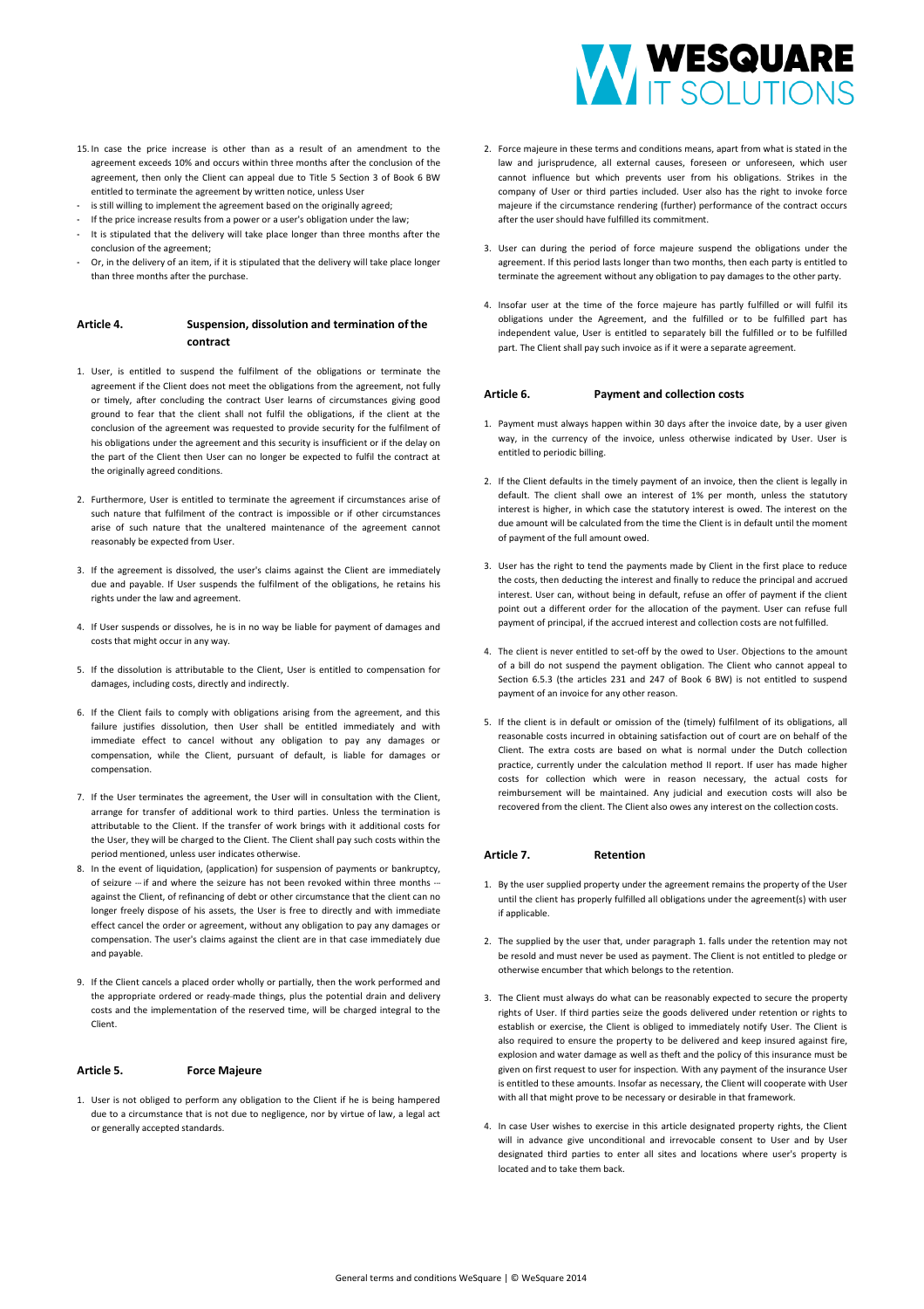15. In case the price increase is other than as a result of an amendment to the agreement exceeds 10% and occurs within three months after the conclusion of the agreement, then only the Client can appeal due to Title 5 Section 3 of Book 6 BW entitled to terminate the agreement by written notice, unless User

- is still willing to implement the agreement based on the originally agreed;
- If the price increase results from a power or a user's obligation under the law;
- It is stipulated that the delivery will take place longer than three months after the conclusion of the agreement;
- Or, in the delivery of an item, if it is stipulated that the delivery will take place longer than three months after the purchase.

## Article 4. Suspension, dissolution and termination of the contract

1. User, is entitled to suspend the fulfilment of the obligations or terminate the agreement if the Client does not meet the obligations from the agreement, not fully or timely, after concluding the contract User learns of circumstances giving good ground to fear that the client shall not fulfil the obligations, if the client at the conclusion of the agreement was requested to provide security for the fulfilment of his obligations under the agreement and this security is insufficient or if the delay on the part of the Client then User can no longer be expected to fulfil the contract at the originally agreed conditions.

2. Furthermore, User is entitled to terminate the agreement if circumstances arise of such nature that fulfilment of the contract is impossible or if other circumstances arise of such nature that the unaltered maintenance of the agreement cannot reasonably be expected from User.

3. If the agreement is dissolved, the user's claims against the Client are immediately due and payable. If User suspends the fulfilment of the obligations, he retains his rights under the law and agreement.

4. If User suspends or dissolves, he is in no way be liable for payment of damages and costs that might occur in any way.

5. If the dissolution is attributable to the Client, User is entitled to compensation for damages, including costs, directly and indirectly.

6. If the Client fails to comply with obligations arising from the agreement, and this failure justifies dissolution, then User shall be entitled immediately and with immediate effect to cancel without any obligation to pay any damages or compensation, while the Client, pursuant of default, is liable for damages or compensation.

7. If the User terminates the agreement, the User will in consultation with the Client, arrange for transfer of additional work to third parties. Unless the termination is attributable to the Client. If the transfer of work brings with it additional costs for the User, they will be charged to the Client. The Client shall pay such costs within the period mentioned, unless user indicates otherwise.

8. In the event of liquidation, (application) for suspension of payments or bankruptcy, of seizure -- if and where the seizure has not been revoked within three months -- against the Client, of refinancing of debt or other circumstance that the client can no longer freely dispose of his assets, the User is free to directly and with immediate effect cancel the order or agreement, without any obligation to pay any damages or compensation. The user's claims against the client are in that case immediately due and payable.

9. If the Client cancels a placed order wholly or partially, then the work performed and the appropriate ordered or ready-made things, plus the potential drain and delivery costs and the implementation of the reserved time, will be charged integral to the Client.

## Article 5. Force Majeure

1. User is not obliged to perform any obligation to the Client if he is being hampered due to a circumstance that is not due to negligence, nor by virtue of law, a legal act or generally accepted standards.

2. Force majeure in these terms and conditions means, apart from what is stated in the law and jurisprudence, all external causes, foreseen or unforeseen, which user cannot influence but which prevents user from his obligations. Strikes in the company of User or third parties included. User also has the right to invoke force majeure if the circumstance rendering (further) performance of the contract occurs after the user should have fulfilled its commitment.

3. User can during the period of force majeure suspend the obligations under the agreement. If this period lasts longer than two months, then each party is entitled to terminate the agreement without any obligation to pay damages to the other party.

4. Insofar user at the time of the force majeure has partly fulfilled or will fulfil its obligations under the Agreement, and the fulfilled or to be fulfilled part has independent value, User is entitled to separately bill the fulfilled or to be fulfilled part. The Client shall pay such invoice as if it were a separate agreement.

## Article 6. Payment and collection costs

1. Payment must always happen within 30 days after the invoice date, by a user given way, in the currency of the invoice, unless otherwise indicated by User. User is entitled to periodic billing.

2. If the Client defaults in the timely payment of an invoice, then the client is legally in default. The client shall owe an interest of 1% per month, unless the statutory interest is higher, in which case the statutory interest is owed. The interest on the due amount will be calculated from the time the Client is in default until the moment of payment of the full amount owed.

3. User has the right to tend the payments made by Client in the first place to reduce the costs, then deducting the interest and finally to reduce the principal and accrued interest. User can, without being in default, refuse an offer of payment if the client point out a different order for the allocation of the payment. User can refuse full payment of principal, if the accrued interest and collection costs are not fulfilled.

4. The client is never entitled to set-off by the owed to User. Objections to the amount of a bill do not suspend the payment obligation. The Client who cannot appeal to Section 6.5.3 (the articles 231 and 247 of Book 6 BW) is not entitled to suspend payment of an invoice for any other reason.

5. If the client is in default or omission of the (timely) fulfilment of its obligations, all reasonable costs incurred in obtaining satisfaction out of court are on behalf of the Client. The extra costs are based on what is normal under the Dutch collection practice, currently under the calculation method II report. If user has made higher costs for collection which were in reason necessary, the actual costs for reimbursement will be maintained. Any judicial and execution costs will also be recovered from the client. The Client also owes any interest on the collection costs.

## Article 7. Retention

1. By the user supplied property under the agreement remains the property of the User until the client has properly fulfilled all obligations under the agreement(s) with user if applicable.

2. The supplied by the user that, under paragraph 1. falls under the retention may not be resold and must never be used as payment. The Client is not entitled to pledge or otherwise encumber that which belongs to the retention.

3. The Client must always do what can be reasonably expected to secure the property rights of User. If third parties seize the goods delivered under retention or rights to establish or exercise, the Client is obliged to immediately notify User. The Client is also required to ensure the property to be delivered and keep insured against fire, explosion and water damage as well as theft and the policy of this insurance must be given on first request to user for inspection. With any payment of the insurance User is entitled to these amounts. Insofar as necessary, the Client will cooperate with User with all that might prove to be necessary or desirable in that framework.

4. In case User wishes to exercise in this article designated property rights, the Client will in advance give unconditional and irrevocable consent to User and by User designated third parties to enter all sites and locations where user's property is located and to take them back.